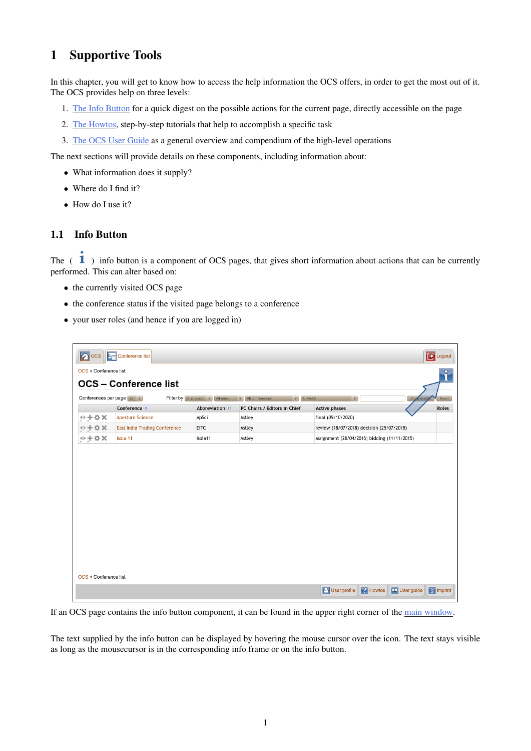# 1 Supportive Tools

In this chapter, you will get to know how to access the help information the OCS offers, in order to get the most out of it. The OCS provides help on three levels:

1. The Info Button for a quick digest on the possible actions for the current page, directly accessible on the page
2. The Howtos, step-by-step tutorials that help to accomplish a specific task
3. The OCS User Guide as a general overview and compendium of the high-level operations

The next sections will provide details on these components, including information about:

- What information does it supply?
- Where do I find it?
- How do I use it?

## 1.1 Info Button

The ( i ) info button is a component of OCS pages, that gives short information about actions that can be currently performed. This can alter based on:

- the currently visited OCS page
- the conference status if the visited page belongs to a conference
- your user roles (and hence if you are logged in)

If an OCS page contains the info button component, it can be found in the upper right corner of the main window.

The text supplied by the info button can be displayed by hovering the mouse cursor over the icon. The text stays visible as long as the mousecursor is in the corresponding info frame or on the info button.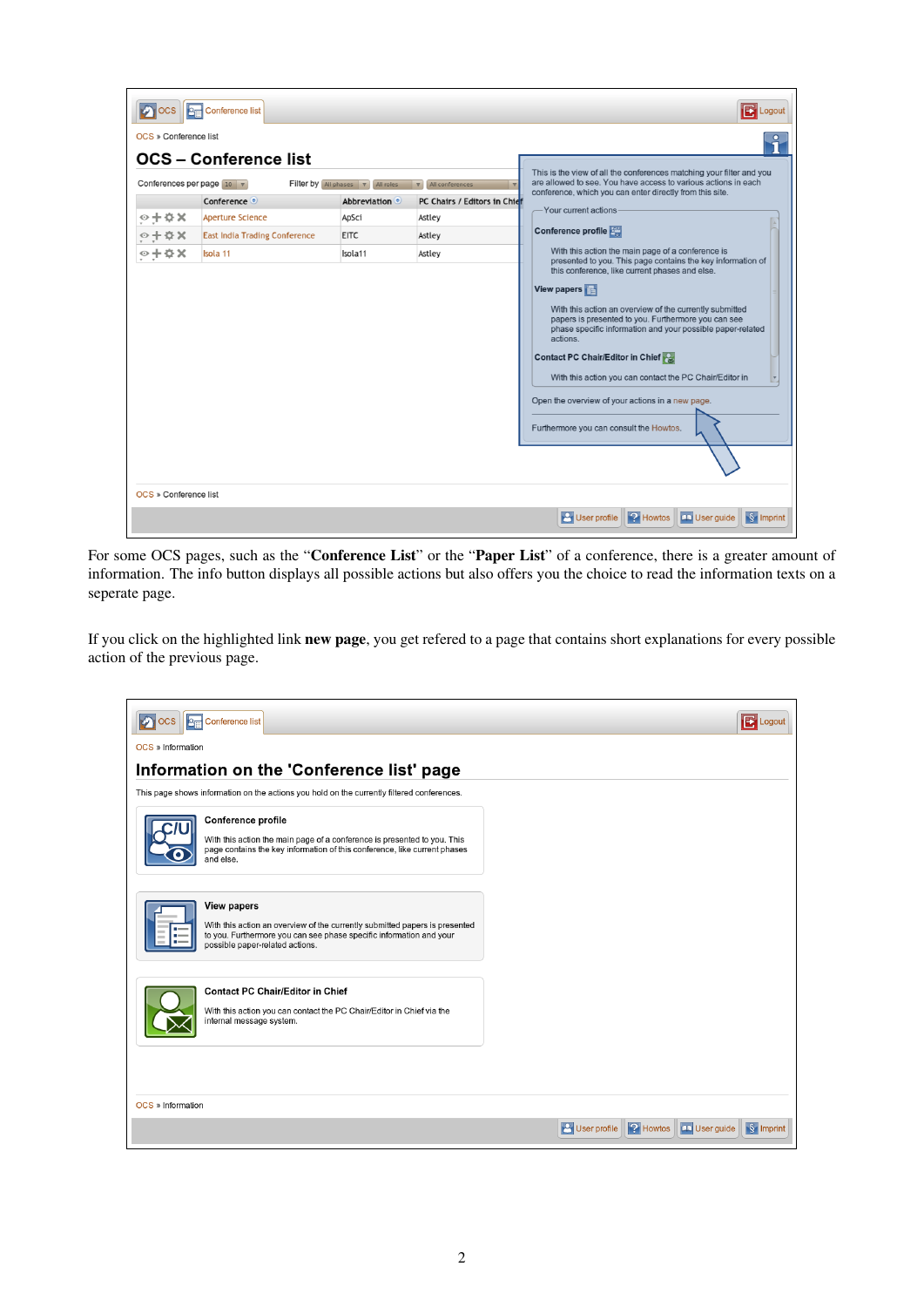For some OCS pages, such as the "**Conference List**" or the "**Paper List**" of a conference, there is a greater amount of information. The info button displays all possible actions but also offers you the choice to read the information texts on a seperate page.

If you click on the highlighted link **new page**, you get refered to a page that contains short explanations for every possible action of the previous page.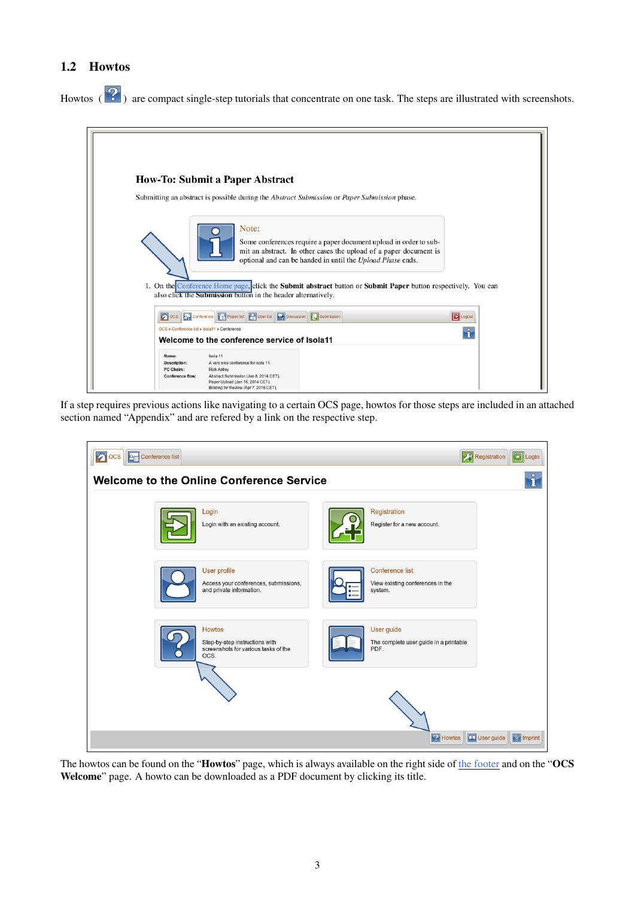## 1.2 Howtos

Howtos ( ? ) are compact single-step tutorials that concentrate on one task. The steps are illustrated with screenshots.

If a step requires previous actions like navigating to a certain OCS page, howtos for those steps are included in an attached section named "Appendix" and are refered by a link on the respective step.

The howtos can be found on the "**Howtos**" page, which is always available on the right side of the footer and on the "**OCS Welcome**" page. A howto can be downloaded as a PDF document by clicking its title.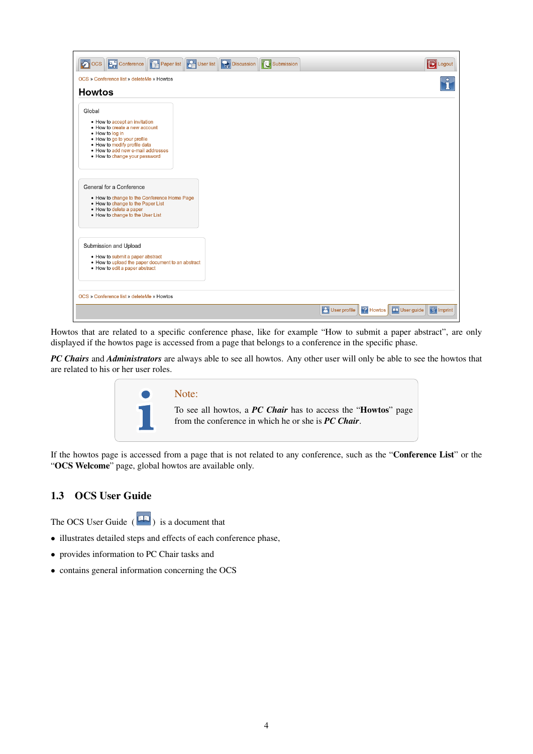Howtos that are related to a specific conference phase, like for example "How to submit a paper abstract", are only displayed if the howtos page is accessed from a page that belongs to a conference in the specific phase.

***PC Chairs*** and ***Administrators*** are always able to see all howtos. Any other user will only be able to see the howtos that are related to his or her user roles.

> **Note:**
>
> To see all howtos, a ***PC Chair*** has to access the "**Howtos**" page from the conference in which he or she is ***PC Chair***.

If the howtos page is accessed from a page that is not related to any conference, such as the "**Conference List**" or the "**OCS Welcome**" page, global howtos are available only.

## 1.3 OCS User Guide

The OCS User Guide ( ) is a document that

- illustrates detailed steps and effects of each conference phase,
- provides information to PC Chair tasks and
- contains general information concerning the OCS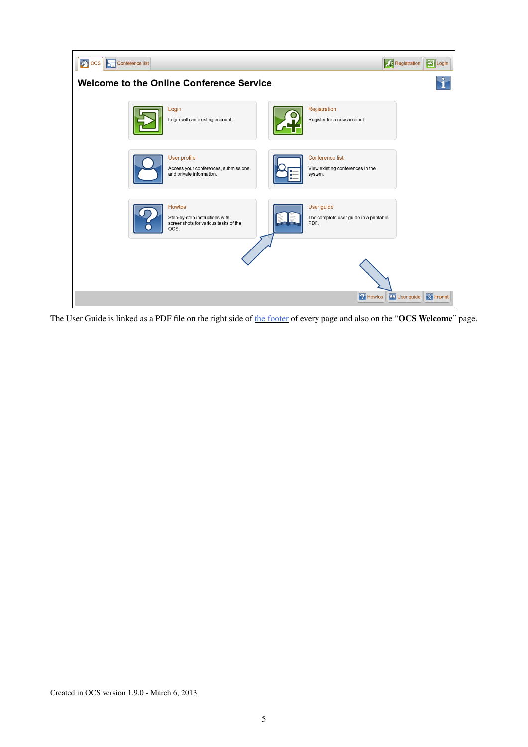The User Guide is linked as a PDF file on the right side of the footer of every page and also on the “**OCS Welcome**” page.